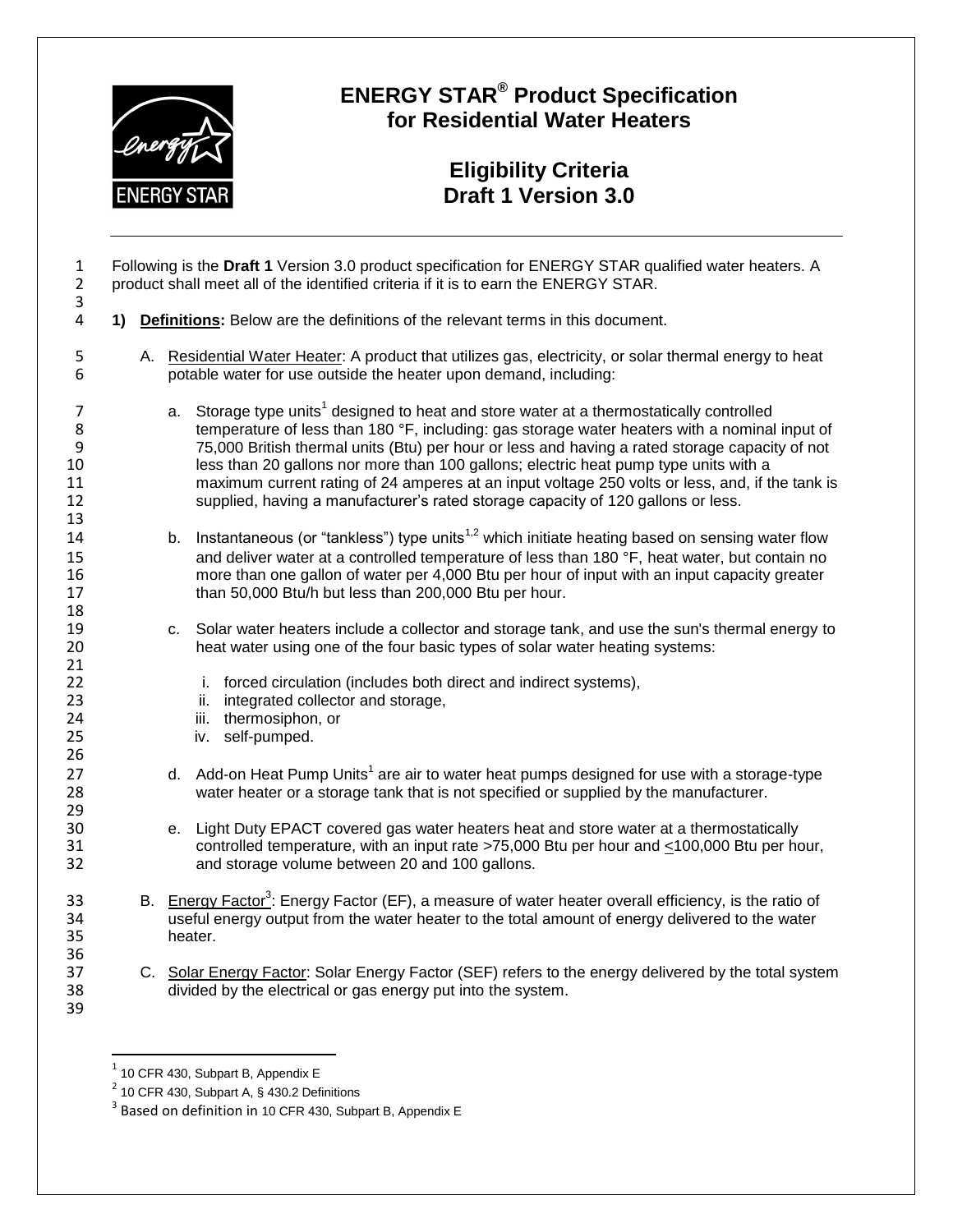# ENERGY STAR® Product Specification for Residential Water Heaters

## Eligibility Criteria Draft 1 Version 3.0

Following is the **Draft 1** Version 3.0 product specification for ENERGY STAR qualified water heaters. A product shall meet all of the identified criteria if it is to earn the ENERGY STAR.

**1) Definitions:** Below are the definitions of the relevant terms in this document.

A. Residential Water Heater: A product that utilizes gas, electricity, or solar thermal energy to heat potable water for use outside the heater upon demand, including:

a. Storage type units[1] designed to heat and store water at a thermostatically controlled temperature of less than 180 °F, including: gas storage water heaters with a nominal input of 75,000 British thermal units (Btu) per hour or less and having a rated storage capacity of not less than 20 gallons nor more than 100 gallons; electric heat pump type units with a maximum current rating of 24 amperes at an input voltage 250 volts or less, and, if the tank is supplied, having a manufacturer's rated storage capacity of 120 gallons or less.

b. Instantaneous (or "tankless") type units[1,2] which initiate heating based on sensing water flow and deliver water at a controlled temperature of less than 180 °F, heat water, but contain no more than one gallon of water per 4,000 Btu per hour of input with an input capacity greater than 50,000 Btu/h but less than 200,000 Btu per hour.

c. Solar water heaters include a collector and storage tank, and use the sun's thermal energy to heat water using one of the four basic types of solar water heating systems:

i. forced circulation (includes both direct and indirect systems),
ii. integrated collector and storage,
iii. thermosiphon, or
iv. self-pumped.

d. Add-on Heat Pump Units[1] are air to water heat pumps designed for use with a storage-type water heater or a storage tank that is not specified or supplied by the manufacturer.

e. Light Duty EPACT covered gas water heaters heat and store water at a thermostatically controlled temperature, with an input rate >75,000 Btu per hour and ≤100,000 Btu per hour, and storage volume between 20 and 100 gallons.

B. Energy Factor[3]: Energy Factor (EF), a measure of water heater overall efficiency, is the ratio of useful energy output from the water heater to the total amount of energy delivered to the water heater.

C. Solar Energy Factor: Solar Energy Factor (SEF) refers to the energy delivered by the total system divided by the electrical or gas energy put into the system.

---

[1] 10 CFR 430, Subpart B, Appendix E

[2] 10 CFR 430, Subpart A, § 430.2 Definitions

[3] Based on definition in 10 CFR 430, Subpart B, Appendix E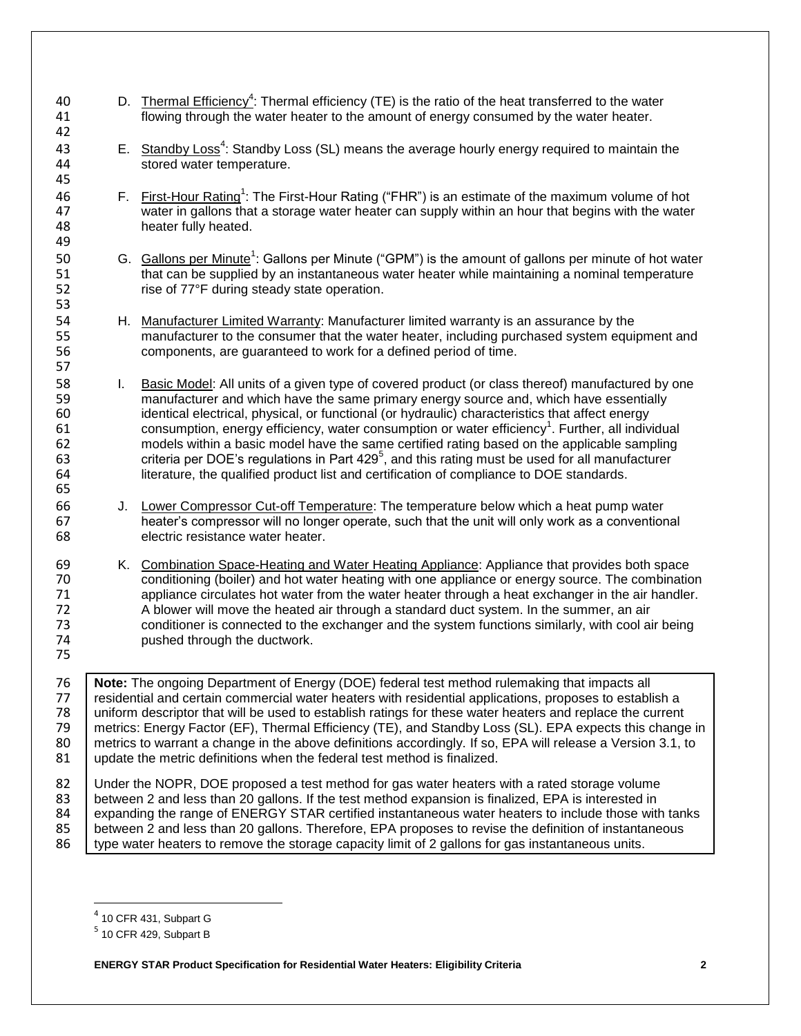D. Thermal Efficiency[4]: Thermal efficiency (TE) is the ratio of the heat transferred to the water flowing through the water heater to the amount of energy consumed by the water heater.

E. Standby Loss[4]: Standby Loss (SL) means the average hourly energy required to maintain the stored water temperature.

F. First-Hour Rating[1]: The First-Hour Rating ("FHR") is an estimate of the maximum volume of hot water in gallons that a storage water heater can supply within an hour that begins with the water heater fully heated.

G. Gallons per Minute[1]: Gallons per Minute ("GPM") is the amount of gallons per minute of hot water that can be supplied by an instantaneous water heater while maintaining a nominal temperature rise of 77°F during steady state operation.

H. Manufacturer Limited Warranty: Manufacturer limited warranty is an assurance by the manufacturer to the consumer that the water heater, including purchased system equipment and components, are guaranteed to work for a defined period of time.

I. Basic Model: All units of a given type of covered product (or class thereof) manufactured by one manufacturer and which have the same primary energy source and, which have essentially identical electrical, physical, or functional (or hydraulic) characteristics that affect energy consumption, energy efficiency, water consumption or water efficiency[1]. Further, all individual models within a basic model have the same certified rating based on the applicable sampling criteria per DOE's regulations in Part 429[5], and this rating must be used for all manufacturer literature, the qualified product list and certification of compliance to DOE standards.

J. Lower Compressor Cut-off Temperature: The temperature below which a heat pump water heater's compressor will no longer operate, such that the unit will only work as a conventional electric resistance water heater.

K. Combination Space-Heating and Water Heating Appliance: Appliance that provides both space conditioning (boiler) and hot water heating with one appliance or energy source. The combination appliance circulates hot water from the water heater through a heat exchanger in the air handler. A blower will move the heated air through a standard duct system. In the summer, an air conditioner is connected to the exchanger and the system functions similarly, with cool air being pushed through the ductwork.

**Note:** The ongoing Department of Energy (DOE) federal test method rulemaking that impacts all residential and certain commercial water heaters with residential applications, proposes to establish a uniform descriptor that will be used to establish ratings for these water heaters and replace the current metrics: Energy Factor (EF), Thermal Efficiency (TE), and Standby Loss (SL). EPA expects this change in metrics to warrant a change in the above definitions accordingly. If so, EPA will release a Version 3.1, to update the metric definitions when the federal test method is finalized.

Under the NOPR, DOE proposed a test method for gas water heaters with a rated storage volume between 2 and less than 20 gallons. If the test method expansion is finalized, EPA is interested in expanding the range of ENERGY STAR certified instantaneous water heaters to include those with tanks between 2 and less than 20 gallons. Therefore, EPA proposes to revise the definition of instantaneous type water heaters to remove the storage capacity limit of 2 gallons for gas instantaneous units.

[4] 10 CFR 431, Subpart G

[5] 10 CFR 429, Subpart B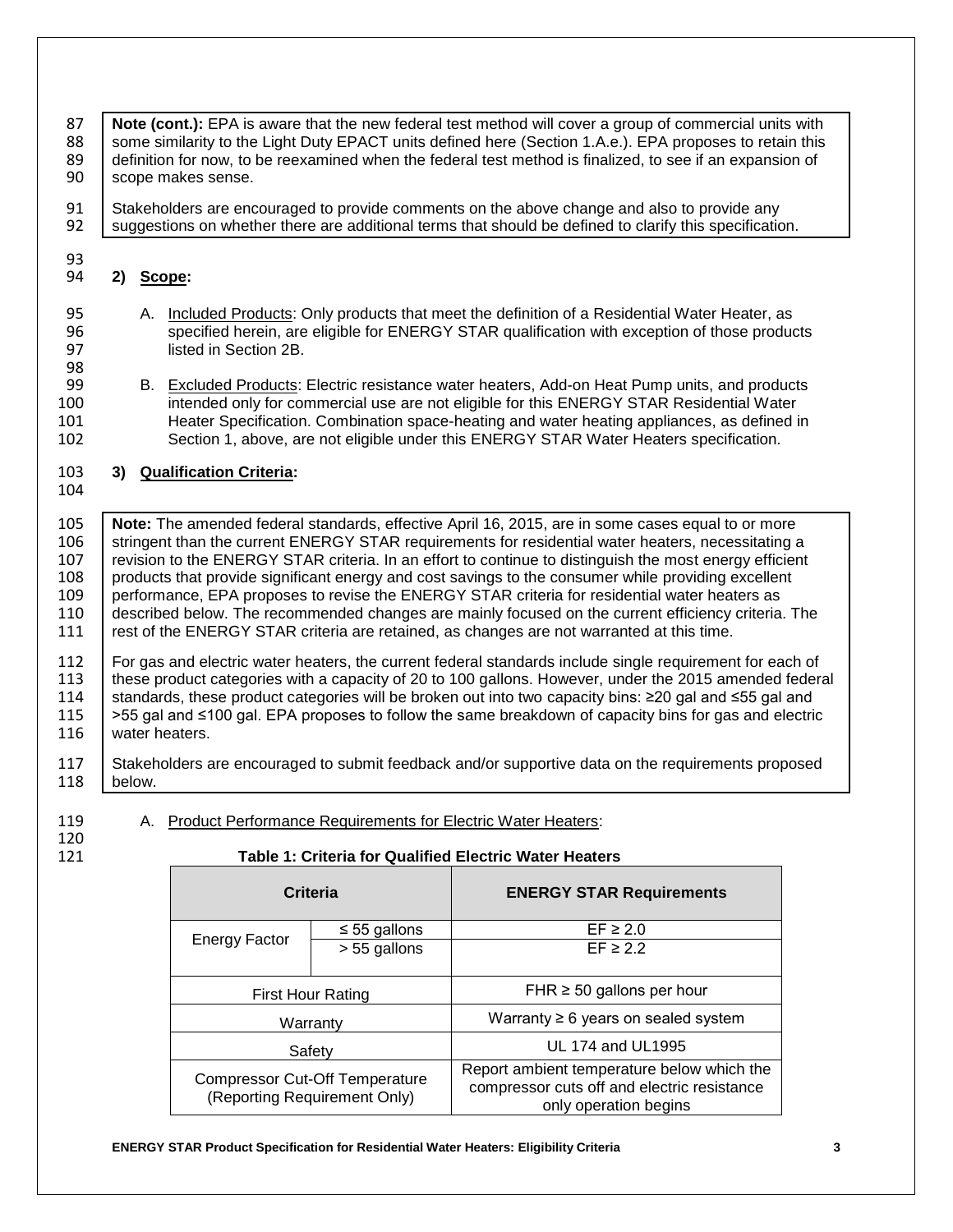**Note (cont.):** EPA is aware that the new federal test method will cover a group of commercial units with some similarity to the Light Duty EPACT units defined here (Section 1.A.e.). EPA proposes to retain this definition for now, to be reexamined when the federal test method is finalized, to see if an expansion of scope makes sense.

Stakeholders are encouraged to provide comments on the above change and also to provide any suggestions on whether there are additional terms that should be defined to clarify this specification.

## 2) Scope:

A. Included Products: Only products that meet the definition of a Residential Water Heater, as specified herein, are eligible for ENERGY STAR qualification with exception of those products listed in Section 2B.

B. Excluded Products: Electric resistance water heaters, Add-on Heat Pump units, and products intended only for commercial use are not eligible for this ENERGY STAR Residential Water Heater Specification. Combination space-heating and water heating appliances, as defined in Section 1, above, are not eligible under this ENERGY STAR Water Heaters specification.

## 3) Qualification Criteria:

**Note:** The amended federal standards, effective April 16, 2015, are in some cases equal to or more stringent than the current ENERGY STAR requirements for residential water heaters, necessitating a revision to the ENERGY STAR criteria. In an effort to continue to distinguish the most energy efficient products that provide significant energy and cost savings to the consumer while providing excellent performance, EPA proposes to revise the ENERGY STAR criteria for residential water heaters as described below. The recommended changes are mainly focused on the current efficiency criteria. The rest of the ENERGY STAR criteria are retained, as changes are not warranted at this time.

For gas and electric water heaters, the current federal standards include single requirement for each of these product categories with a capacity of 20 to 100 gallons. However, under the 2015 amended federal standards, these product categories will be broken out into two capacity bins: ≥20 gal and ≤55 gal and >55 gal and ≤100 gal. EPA proposes to follow the same breakdown of capacity bins for gas and electric water heaters.

Stakeholders are encouraged to submit feedback and/or supportive data on the requirements proposed below.

A. Product Performance Requirements for Electric Water Heaters:

**Table 1: Criteria for Qualified Electric Water Heaters**

| Criteria | | ENERGY STAR Requirements |
|---|---|---|
| Energy Factor | ≤ 55 gallons | EF ≥ 2.0 |
| | > 55 gallons | EF ≥ 2.2 |
| First Hour Rating | | FHR ≥ 50 gallons per hour |
| Warranty | | Warranty ≥ 6 years on sealed system |
| Safety | | UL 174 and UL1995 |
| Compressor Cut-Off Temperature (Reporting Requirement Only) | | Report ambient temperature below which the compressor cuts off and electric resistance only operation begins |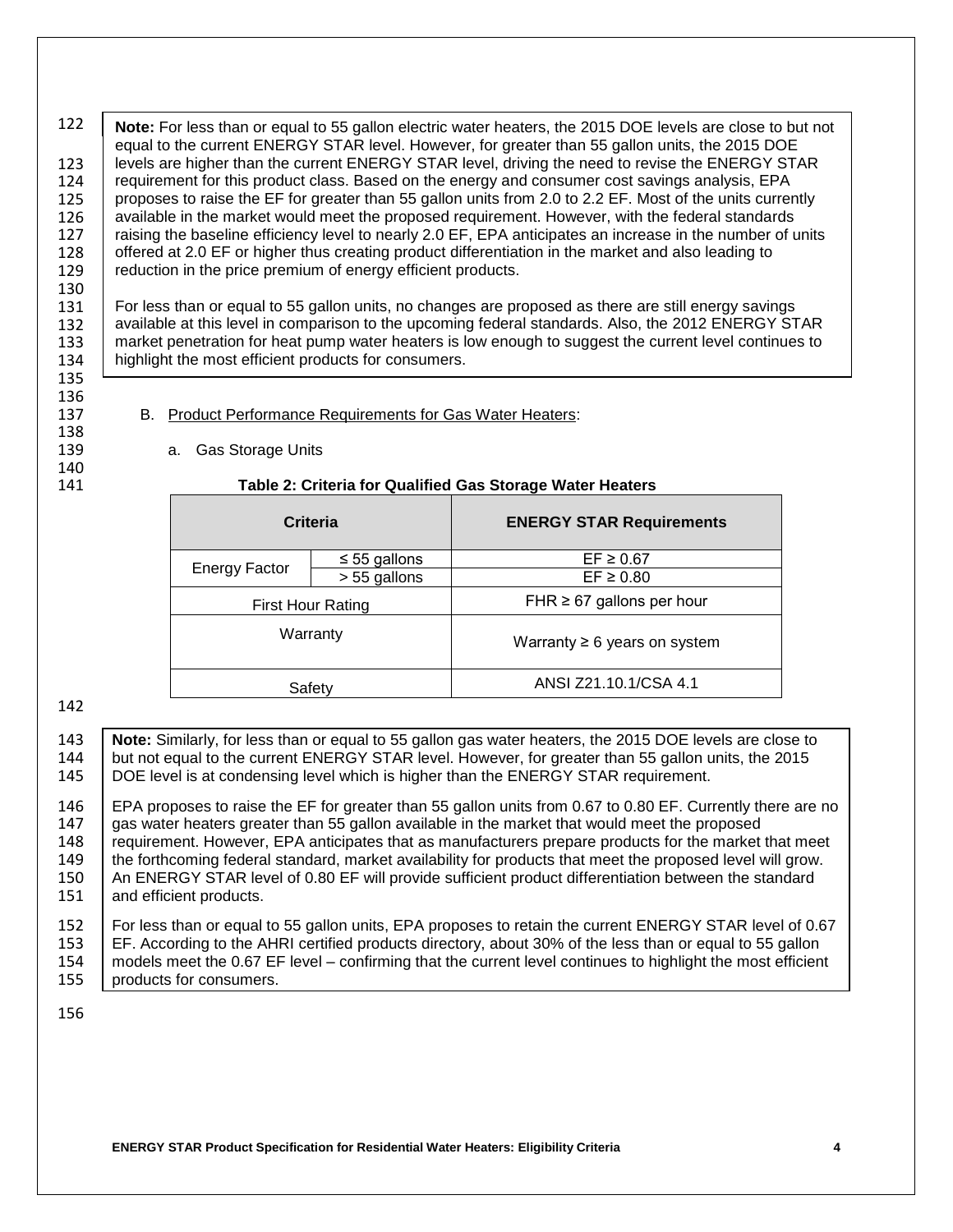**Note:** For less than or equal to 55 gallon electric water heaters, the 2015 DOE levels are close to but not equal to the current ENERGY STAR level. However, for greater than 55 gallon units, the 2015 DOE levels are higher than the current ENERGY STAR level, driving the need to revise the ENERGY STAR requirement for this product class. Based on the energy and consumer cost savings analysis, EPA proposes to raise the EF for greater than 55 gallon units from 2.0 to 2.2 EF. Most of the units currently available in the market would meet the proposed requirement. However, with the federal standards raising the baseline efficiency level to nearly 2.0 EF, EPA anticipates an increase in the number of units offered at 2.0 EF or higher thus creating product differentiation in the market and also leading to reduction in the price premium of energy efficient products.

For less than or equal to 55 gallon units, no changes are proposed as there are still energy savings available at this level in comparison to the upcoming federal standards. Also, the 2012 ENERGY STAR market penetration for heat pump water heaters is low enough to suggest the current level continues to highlight the most efficient products for consumers.

B. Product Performance Requirements for Gas Water Heaters:

a. Gas Storage Units

**Table 2: Criteria for Qualified Gas Storage Water Heaters**

| Criteria | | ENERGY STAR Requirements |
|---|---|---|
| Energy Factor | ≤ 55 gallons | EF ≥ 0.67 |
| | > 55 gallons | EF ≥ 0.80 |
| First Hour Rating | | FHR ≥ 67 gallons per hour |
| Warranty | | Warranty ≥ 6 years on system |
| Safety | | ANSI Z21.10.1/CSA 4.1 |

**Note:** Similarly, for less than or equal to 55 gallon gas water heaters, the 2015 DOE levels are close to but not equal to the current ENERGY STAR level. However, for greater than 55 gallon units, the 2015 DOE level is at condensing level which is higher than the ENERGY STAR requirement.

EPA proposes to raise the EF for greater than 55 gallon units from 0.67 to 0.80 EF. Currently there are no gas water heaters greater than 55 gallon available in the market that would meet the proposed requirement. However, EPA anticipates that as manufacturers prepare products for the market that meet the forthcoming federal standard, market availability for products that meet the proposed level will grow. An ENERGY STAR level of 0.80 EF will provide sufficient product differentiation between the standard and efficient products.

For less than or equal to 55 gallon units, EPA proposes to retain the current ENERGY STAR level of 0.67 EF. According to the AHRI certified products directory, about 30% of the less than or equal to 55 gallon models meet the 0.67 EF level – confirming that the current level continues to highlight the most efficient products for consumers.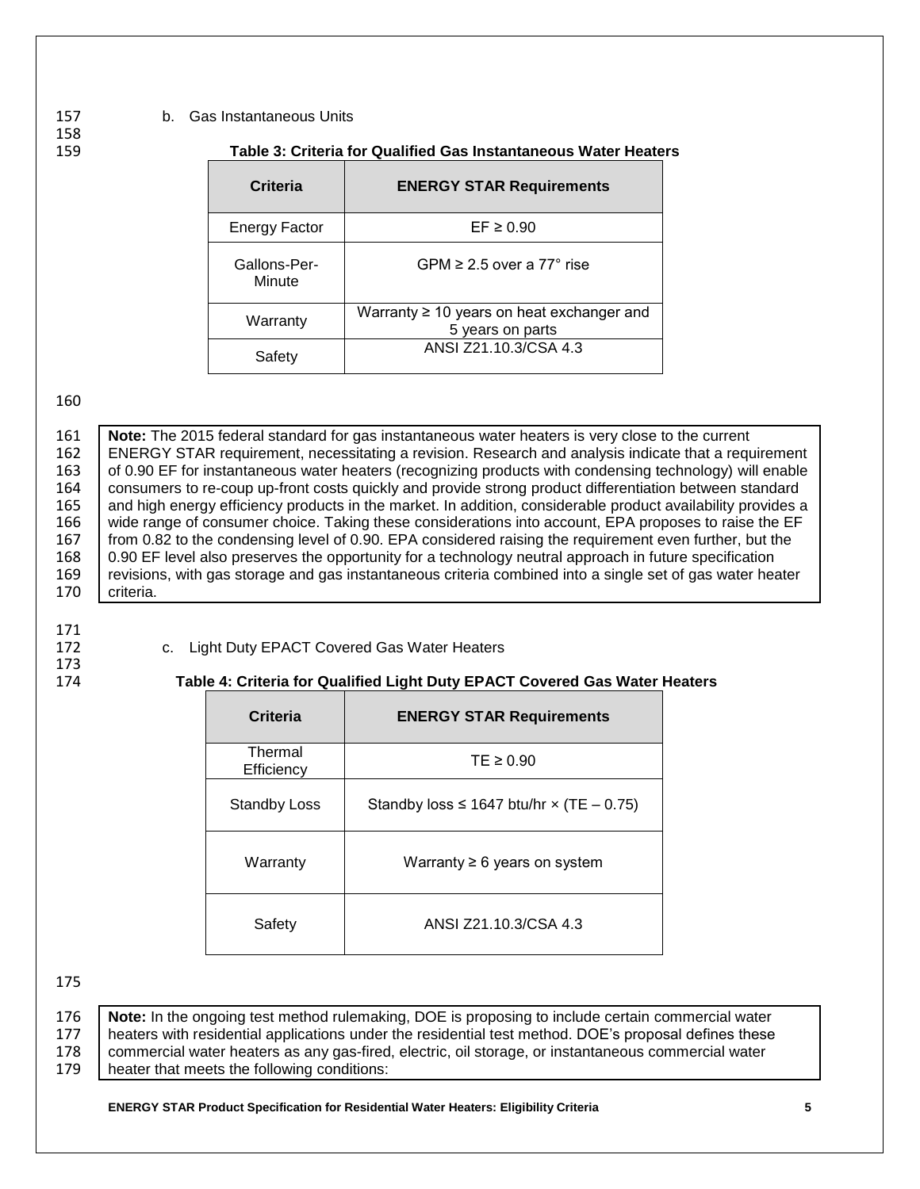b. Gas Instantaneous Units

**Table 3: Criteria for Qualified Gas Instantaneous Water Heaters**

| Criteria | ENERGY STAR Requirements |
|---|---|
| Energy Factor | EF ≥ 0.90 |
| Gallons-Per-Minute | GPM ≥ 2.5 over a 77° rise |
| Warranty | Warranty ≥ 10 years on heat exchanger and 5 years on parts |
| Safety | ANSI Z21.10.3/CSA 4.3 |

> **Note:** The 2015 federal standard for gas instantaneous water heaters is very close to the current ENERGY STAR requirement, necessitating a revision. Research and analysis indicate that a requirement of 0.90 EF for instantaneous water heaters (recognizing products with condensing technology) will enable consumers to re-coup up-front costs quickly and provide strong product differentiation between standard and high energy efficiency products in the market. In addition, considerable product availability provides a wide range of consumer choice. Taking these considerations into account, EPA proposes to raise the EF from 0.82 to the condensing level of 0.90. EPA considered raising the requirement even further, but the 0.90 EF level also preserves the opportunity for a technology neutral approach in future specification revisions, with gas storage and gas instantaneous criteria combined into a single set of gas water heater criteria.

c. Light Duty EPACT Covered Gas Water Heaters

**Table 4: Criteria for Qualified Light Duty EPACT Covered Gas Water Heaters**

| Criteria | ENERGY STAR Requirements |
|---|---|
| Thermal Efficiency | TE ≥ 0.90 |
| Standby Loss | Standby loss ≤ 1647 btu/hr × (TE – 0.75) |
| Warranty | Warranty ≥ 6 years on system |
| Safety | ANSI Z21.10.3/CSA 4.3 |

> **Note:** In the ongoing test method rulemaking, DOE is proposing to include certain commercial water heaters with residential applications under the residential test method. DOE's proposal defines these commercial water heaters as any gas-fired, electric, oil storage, or instantaneous commercial water heater that meets the following conditions: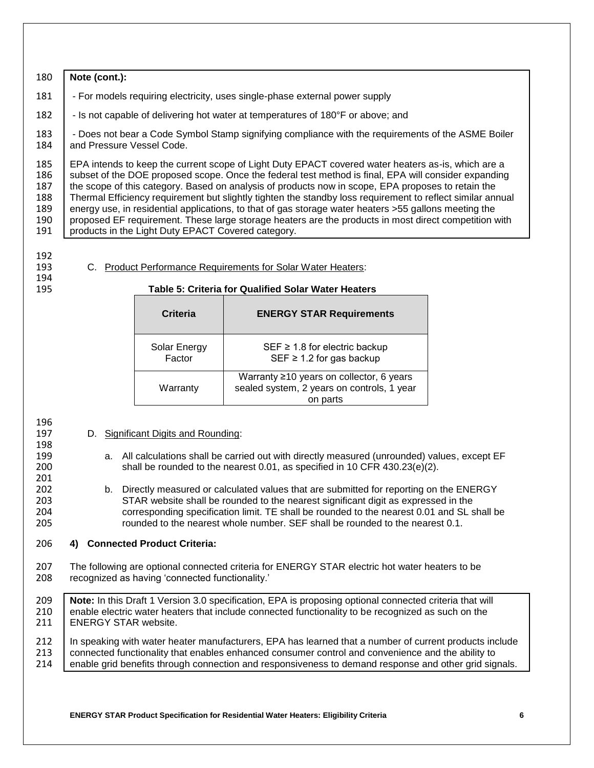**Note (cont.):**

- For models requiring electricity, uses single-phase external power supply
- Is not capable of delivering hot water at temperatures of 180°F or above; and
- Does not bear a Code Symbol Stamp signifying compliance with the requirements of the ASME Boiler and Pressure Vessel Code.

EPA intends to keep the current scope of Light Duty EPACT covered water heaters as-is, which are a subset of the DOE proposed scope. Once the federal test method is final, EPA will consider expanding the scope of this category. Based on analysis of products now in scope, EPA proposes to retain the Thermal Efficiency requirement but slightly tighten the standby loss requirement to reflect similar annual energy use, in residential applications, to that of gas storage water heaters >55 gallons meeting the proposed EF requirement. These large storage heaters are the products in most direct competition with products in the Light Duty EPACT Covered category.

C. Product Performance Requirements for Solar Water Heaters:

**Table 5: Criteria for Qualified Solar Water Heaters**

| Criteria | ENERGY STAR Requirements |
|---|---|
| Solar Energy Factor | SEF ≥ 1.8 for electric backup<br>SEF ≥ 1.2 for gas backup |
| Warranty | Warranty ≥10 years on collector, 6 years sealed system, 2 years on controls, 1 year on parts |

D. Significant Digits and Rounding:

a. All calculations shall be carried out with directly measured (unrounded) values, except EF shall be rounded to the nearest 0.01, as specified in 10 CFR 430.23(e)(2).

b. Directly measured or calculated values that are submitted for reporting on the ENERGY STAR website shall be rounded to the nearest significant digit as expressed in the corresponding specification limit. TE shall be rounded to the nearest 0.01 and SL shall be rounded to the nearest whole number. SEF shall be rounded to the nearest 0.1.

## 4) Connected Product Criteria:

The following are optional connected criteria for ENERGY STAR electric hot water heaters to be recognized as having 'connected functionality.'

**Note:** In this Draft 1 Version 3.0 specification, EPA is proposing optional connected criteria that will enable electric water heaters that include connected functionality to be recognized as such on the ENERGY STAR website.

In speaking with water heater manufacturers, EPA has learned that a number of current products include connected functionality that enables enhanced consumer control and convenience and the ability to enable grid benefits through connection and responsiveness to demand response and other grid signals.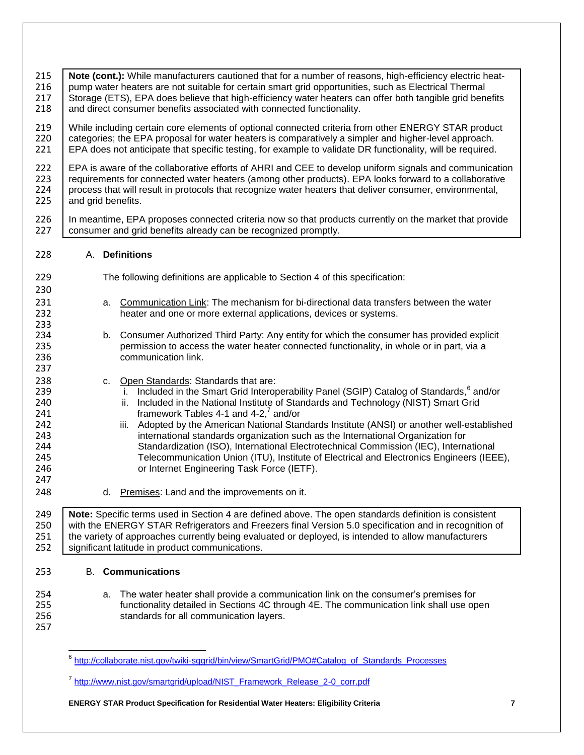**Note (cont.):** While manufacturers cautioned that for a number of reasons, high-efficiency electric heat-pump water heaters are not suitable for certain smart grid opportunities, such as Electrical Thermal Storage (ETS), EPA does believe that high-efficiency water heaters can offer both tangible grid benefits and direct consumer benefits associated with connected functionality.

While including certain core elements of optional connected criteria from other ENERGY STAR product categories; the EPA proposal for water heaters is comparatively a simpler and higher-level approach. EPA does not anticipate that specific testing, for example to validate DR functionality, will be required.

EPA is aware of the collaborative efforts of AHRI and CEE to develop uniform signals and communication requirements for connected water heaters (among other products). EPA looks forward to a collaborative process that will result in protocols that recognize water heaters that deliver consumer, environmental, and grid benefits.

In meantime, EPA proposes connected criteria now so that products currently on the market that provide consumer and grid benefits already can be recognized promptly.

### A. Definitions

The following definitions are applicable to Section 4 of this specification:

a. Communication Link: The mechanism for bi-directional data transfers between the water heater and one or more external applications, devices or systems.

b. Consumer Authorized Third Party: Any entity for which the consumer has provided explicit permission to access the water heater connected functionality, in whole or in part, via a communication link.

c. Open Standards: Standards that are:
   i. Included in the Smart Grid Interoperability Panel (SGIP) Catalog of Standards,[6] and/or
   ii. Included in the National Institute of Standards and Technology (NIST) Smart Grid framework Tables 4-1 and 4-2,[7] and/or
   iii. Adopted by the American National Standards Institute (ANSI) or another well-established international standards organization such as the International Organization for Standardization (ISO), International Electrotechnical Commission (IEC), International Telecommunication Union (ITU), Institute of Electrical and Electronics Engineers (IEEE), or Internet Engineering Task Force (IETF).

d. Premises: Land and the improvements on it.

**Note:** Specific terms used in Section 4 are defined above. The open standards definition is consistent with the ENERGY STAR Refrigerators and Freezers final Version 5.0 specification and in recognition of the variety of approaches currently being evaluated or deployed, is intended to allow manufacturers significant latitude in product communications.

### B. Communications

a. The water heater shall provide a communication link on the consumer's premises for functionality detailed in Sections 4C through 4E. The communication link shall use open standards for all communication layers.

---

[6] http://collaborate.nist.gov/twiki-sggrid/bin/view/SmartGrid/PMO#Catalog_of_Standards_Processes

[7] http://www.nist.gov/smartgrid/upload/NIST_Framework_Release_2-0_corr.pdf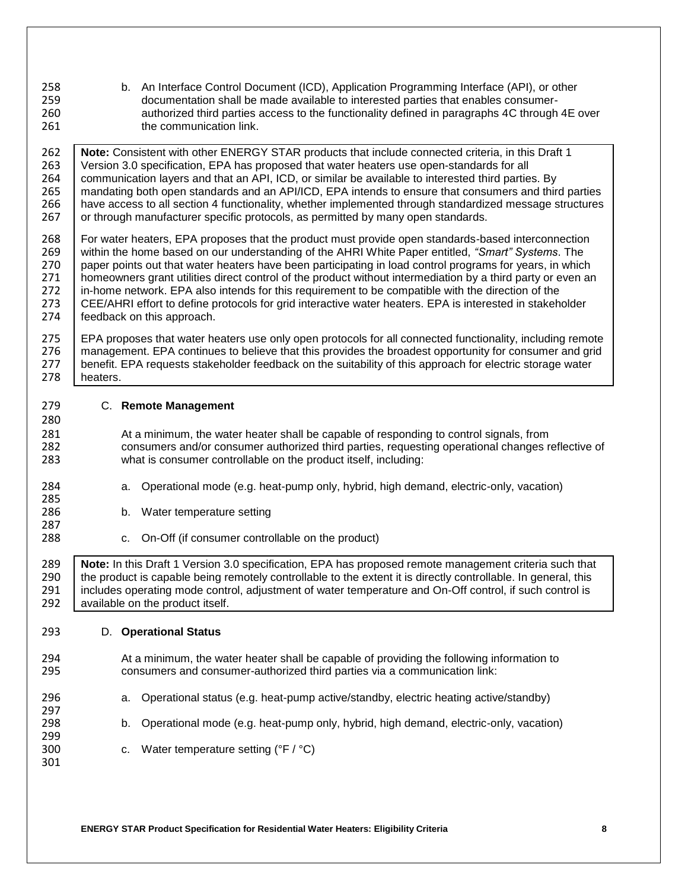b. An Interface Control Document (ICD), Application Programming Interface (API), or other documentation shall be made available to interested parties that enables consumer-authorized third parties access to the functionality defined in paragraphs 4C through 4E over the communication link.

> **Note:** Consistent with other ENERGY STAR products that include connected criteria, in this Draft 1 Version 3.0 specification, EPA has proposed that water heaters use open-standards for all communication layers and that an API, ICD, or similar be available to interested third parties. By mandating both open standards and an API/ICD, EPA intends to ensure that consumers and third parties have access to all section 4 functionality, whether implemented through standardized message structures or through manufacturer specific protocols, as permitted by many open standards.
>
> For water heaters, EPA proposes that the product must provide open standards-based interconnection within the home based on our understanding of the AHRI White Paper entitled, *"Smart" Systems*. The paper points out that water heaters have been participating in load control programs for years, in which homeowners grant utilities direct control of the product without intermediation by a third party or even an in-home network. EPA also intends for this requirement to be compatible with the direction of the CEE/AHRI effort to define protocols for grid interactive water heaters. EPA is interested in stakeholder feedback on this approach.
>
> EPA proposes that water heaters use only open protocols for all connected functionality, including remote management. EPA continues to believe that this provides the broadest opportunity for consumer and grid benefit. EPA requests stakeholder feedback on the suitability of this approach for electric storage water heaters.

### C. Remote Management

At a minimum, the water heater shall be capable of responding to control signals, from consumers and/or consumer authorized third parties, requesting operational changes reflective of what is consumer controllable on the product itself, including:

a. Operational mode (e.g. heat-pump only, hybrid, high demand, electric-only, vacation)

b. Water temperature setting

c. On-Off (if consumer controllable on the product)

> **Note:** In this Draft 1 Version 3.0 specification, EPA has proposed remote management criteria such that the product is capable being remotely controllable to the extent it is directly controllable. In general, this includes operating mode control, adjustment of water temperature and On-Off control, if such control is available on the product itself.

### D. Operational Status

At a minimum, the water heater shall be capable of providing the following information to consumers and consumer-authorized third parties via a communication link:

a. Operational status (e.g. heat-pump active/standby, electric heating active/standby)

b. Operational mode (e.g. heat-pump only, hybrid, high demand, electric-only, vacation)

c. Water temperature setting (°F / °C)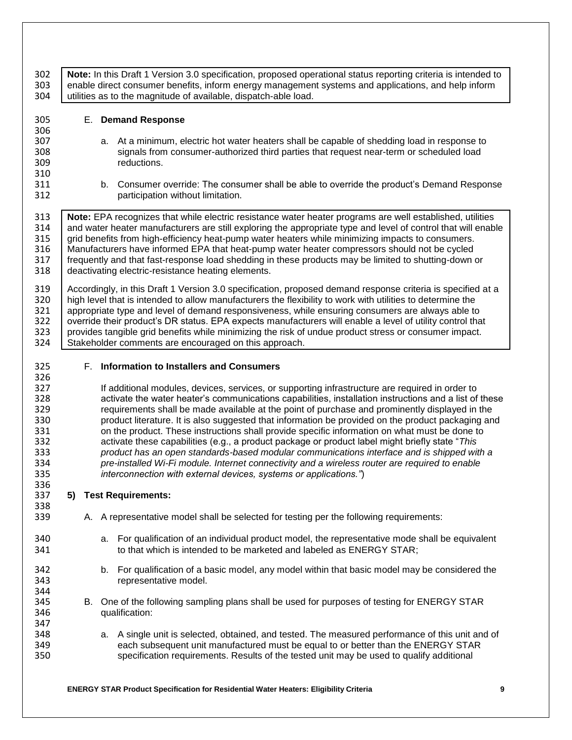> **Note:** In this Draft 1 Version 3.0 specification, proposed operational status reporting criteria is intended to enable direct consumer benefits, inform energy management systems and applications, and help inform utilities as to the magnitude of available, dispatch-able load.

E. **Demand Response**

a. At a minimum, electric hot water heaters shall be capable of shedding load in response to signals from consumer-authorized third parties that request near-term or scheduled load reductions.

b. Consumer override: The consumer shall be able to override the product's Demand Response participation without limitation.

> **Note:** EPA recognizes that while electric resistance water heater programs are well established, utilities and water heater manufacturers are still exploring the appropriate type and level of control that will enable grid benefits from high-efficiency heat-pump water heaters while minimizing impacts to consumers. Manufacturers have informed EPA that heat-pump water heater compressors should not be cycled frequently and that fast-response load shedding in these products may be limited to shutting-down or deactivating electric-resistance heating elements.
>
> Accordingly, in this Draft 1 Version 3.0 specification, proposed demand response criteria is specified at a high level that is intended to allow manufacturers the flexibility to work with utilities to determine the appropriate type and level of demand responsiveness, while ensuring consumers are always able to override their product's DR status. EPA expects manufacturers will enable a level of utility control that provides tangible grid benefits while minimizing the risk of undue product stress or consumer impact. Stakeholder comments are encouraged on this approach.

F. **Information to Installers and Consumers**

If additional modules, devices, services, or supporting infrastructure are required in order to activate the water heater's communications capabilities, installation instructions and a list of these requirements shall be made available at the point of purchase and prominently displayed in the product literature. It is also suggested that information be provided on the product packaging and on the product. These instructions shall provide specific information on what must be done to activate these capabilities (e.g., a product package or product label might briefly state "*This product has an open standards-based modular communications interface and is shipped with a pre-installed Wi-Fi module. Internet connectivity and a wireless router are required to enable interconnection with external devices, systems or applications."*)

## 5) Test Requirements:

A. A representative model shall be selected for testing per the following requirements:

a. For qualification of an individual product model, the representative mode shall be equivalent to that which is intended to be marketed and labeled as ENERGY STAR;

b. For qualification of a basic model, any model within that basic model may be considered the representative model.

B. One of the following sampling plans shall be used for purposes of testing for ENERGY STAR qualification:

a. A single unit is selected, obtained, and tested. The measured performance of this unit and of each subsequent unit manufactured must be equal to or better than the ENERGY STAR specification requirements. Results of the tested unit may be used to qualify additional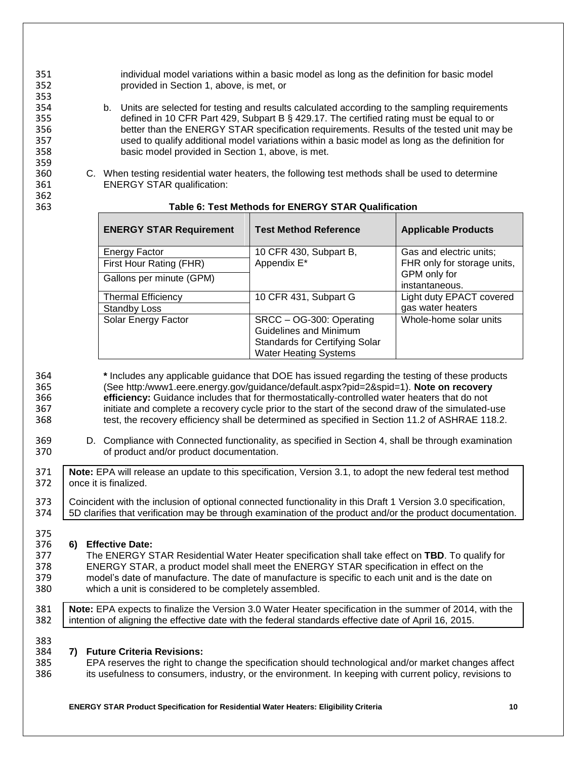individual model variations within a basic model as long as the definition for basic model provided in Section 1, above, is met, or

b. Units are selected for testing and results calculated according to the sampling requirements defined in 10 CFR Part 429, Subpart B § 429.17. The certified rating must be equal to or better than the ENERGY STAR specification requirements. Results of the tested unit may be used to qualify additional model variations within a basic model as long as the definition for basic model provided in Section 1, above, is met.

C. When testing residential water heaters, the following test methods shall be used to determine ENERGY STAR qualification:

**Table 6: Test Methods for ENERGY STAR Qualification**

| ENERGY STAR Requirement | Test Method Reference | Applicable Products |
|---|---|---|
| Energy Factor | 10 CFR 430, Subpart B, Appendix E* | Gas and electric units; FHR only for storage units, GPM only for instantaneous. |
| First Hour Rating (FHR) | | |
| Gallons per minute (GPM) | | |
| Thermal Efficiency | 10 CFR 431, Subpart G | Light duty EPACT covered gas water heaters |
| Standby Loss | | |
| Solar Energy Factor | SRCC – OG-300: Operating Guidelines and Minimum Standards for Certifying Solar Water Heating Systems | Whole-home solar units |

**\*** Includes any applicable guidance that DOE has issued regarding the testing of these products (See http:/www1.eere.energy.gov/guidance/default.aspx?pid=2&spid=1). **Note on recovery efficiency:** Guidance includes that for thermostatically-controlled water heaters that do not initiate and complete a recovery cycle prior to the start of the second draw of the simulated-use test, the recovery efficiency shall be determined as specified in Section 11.2 of ASHRAE 118.2.

D. Compliance with Connected functionality, as specified in Section 4, shall be through examination of product and/or product documentation.

> **Note:** EPA will release an update to this specification, Version 3.1, to adopt the new federal test method once it is finalized.
>
> Coincident with the inclusion of optional connected functionality in this Draft 1 Version 3.0 specification, 5D clarifies that verification may be through examination of the product and/or the product documentation.

## 6) Effective Date:

The ENERGY STAR Residential Water Heater specification shall take effect on **TBD**. To qualify for ENERGY STAR, a product model shall meet the ENERGY STAR specification in effect on the model's date of manufacture. The date of manufacture is specific to each unit and is the date on which a unit is considered to be completely assembled.

> **Note:** EPA expects to finalize the Version 3.0 Water Heater specification in the summer of 2014, with the intention of aligning the effective date with the federal standards effective date of April 16, 2015.

## 7) Future Criteria Revisions:

EPA reserves the right to change the specification should technological and/or market changes affect its usefulness to consumers, industry, or the environment. In keeping with current policy, revisions to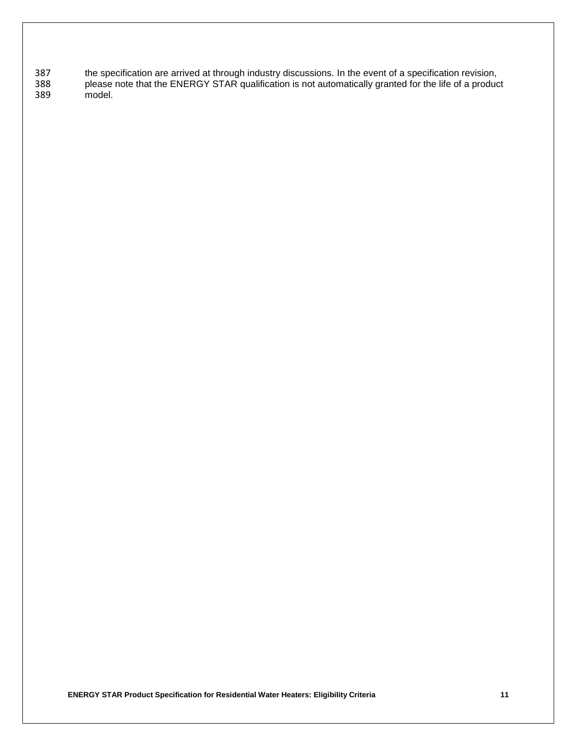the specification are arrived at through industry discussions. In the event of a specification revision, please note that the ENERGY STAR qualification is not automatically granted for the life of a product model.